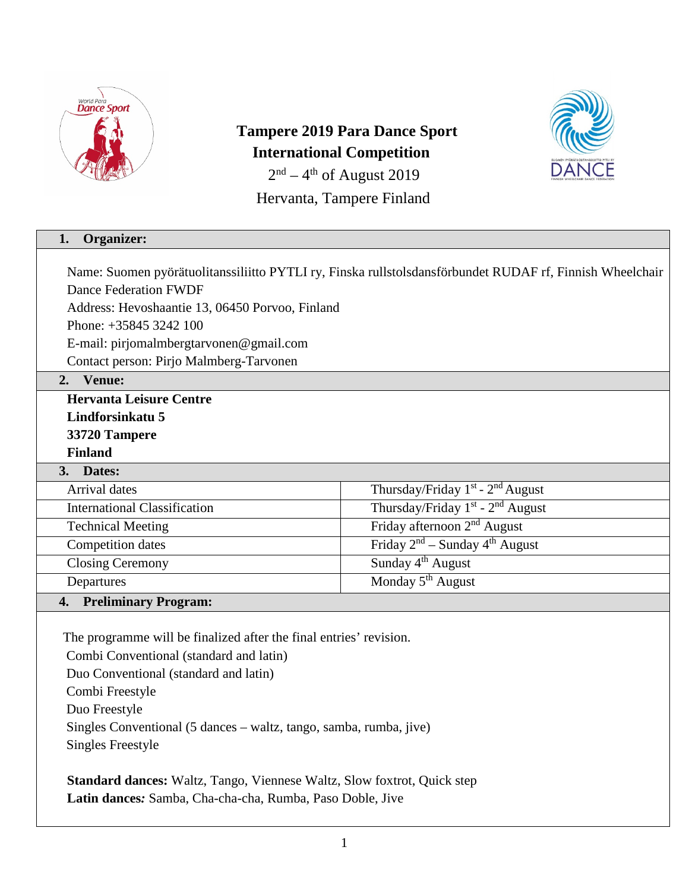# Tampere 2019 Para Dance Sport International Competition

$2^{nd}$ – $4^{th}$ of August 2019

Hervanta, Tampere Finland

## 1. Organizer:

Name: Suomen pyörätuolitanssiliitto PYTLI ry, Finska rullstolsdansförbundet RUDAF rf, Finnish Wheelchair Dance Federation FWDF

Address: Hevoshaantie 13, 06450 Porvoo, Finland

Phone: +35845 3242 100

E-mail: pirjomalmbergtarvonen@gmail.com

Contact person: Pirjo Malmberg-Tarvonen

## 2. Venue:

**Hervanta Leisure Centre**
**Lindforsinkatu 5**
**33720 Tampere**
**Finland**

## 3. Dates:

| | |
|---|---|
| Arrival dates | Thursday/Friday $1^{st}$ - $2^{nd}$ August |
| International Classification | Thursday/Friday $1^{st}$ - $2^{nd}$ August |
| Technical Meeting | Friday afternoon $2^{nd}$ August |
| Competition dates | Friday $2^{nd}$ – Sunday $4^{th}$ August |
| Closing Ceremony | Sunday $4^{th}$ August |
| Departures | Monday $5^{th}$ August |

## 4. Preliminary Program:

The programme will be finalized after the final entries' revision.

Combi Conventional (standard and latin)
Duo Conventional (standard and latin)
Combi Freestyle
Duo Freestyle
Singles Conventional (5 dances – waltz, tango, samba, rumba, jive)
Singles Freestyle

**Standard dances:** Waltz, Tango, Viennese Waltz, Slow foxtrot, Quick step
**Latin dances*:*** Samba, Cha-cha-cha, Rumba, Paso Doble, Jive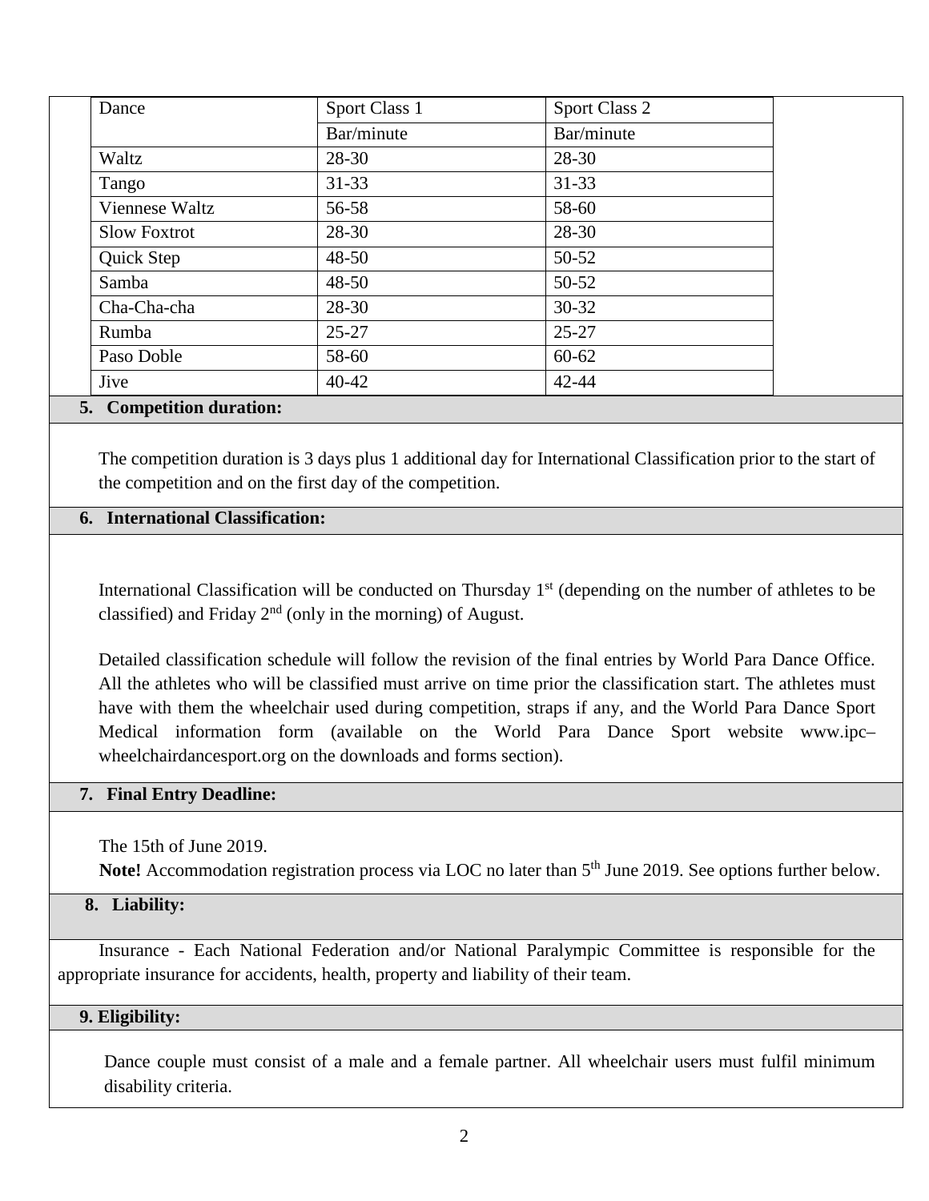| Dance | Sport Class 1 | Sport Class 2 |
|---|---|---|
| | Bar/minute | Bar/minute |
| Waltz | 28-30 | 28-30 |
| Tango | 31-33 | 31-33 |
| Viennese Waltz | 56-58 | 58-60 |
| Slow Foxtrot | 28-30 | 28-30 |
| Quick Step | 48-50 | 50-52 |
| Samba | 48-50 | 50-52 |
| Cha-Cha-cha | 28-30 | 30-32 |
| Rumba | 25-27 | 25-27 |
| Paso Doble | 58-60 | 60-62 |
| Jive | 40-42 | 42-44 |

## 5. Competition duration:

The competition duration is 3 days plus 1 additional day for International Classification prior to the start of the competition and on the first day of the competition.

## 6. International Classification:

International Classification will be conducted on Thursday 1st (depending on the number of athletes to be classified) and Friday 2nd (only in the morning) of August.

Detailed classification schedule will follow the revision of the final entries by World Para Dance Office. All the athletes who will be classified must arrive on time prior the classification start. The athletes must have with them the wheelchair used during competition, straps if any, and the World Para Dance Sport Medical information form (available on the World Para Dance Sport website www.ipc–wheelchairdancesport.org on the downloads and forms section).

## 7. Final Entry Deadline:

The 15th of June 2019.

**Note!** Accommodation registration process via LOC no later than 5th June 2019. See options further below.

## 8. Liability:

Insurance - Each National Federation and/or National Paralympic Committee is responsible for the appropriate insurance for accidents, health, property and liability of their team.

## 9. Eligibility:

Dance couple must consist of a male and a female partner. All wheelchair users must fulfil minimum disability criteria.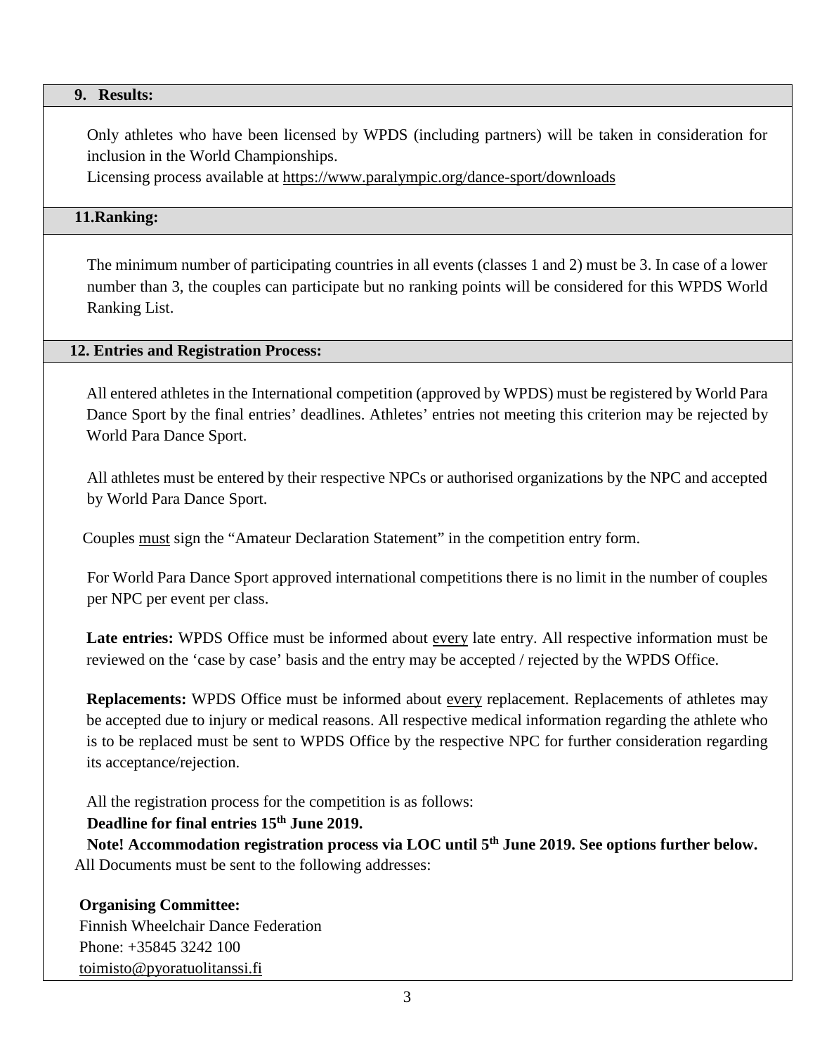## 9. Results:

Only athletes who have been licensed by WPDS (including partners) will be taken in consideration for inclusion in the World Championships.
Licensing process available at https://www.paralympic.org/dance-sport/downloads

## 11.Ranking:

The minimum number of participating countries in all events (classes 1 and 2) must be 3. In case of a lower number than 3, the couples can participate but no ranking points will be considered for this WPDS World Ranking List.

## 12. Entries and Registration Process:

All entered athletes in the International competition (approved by WPDS) must be registered by World Para Dance Sport by the final entries' deadlines. Athletes' entries not meeting this criterion may be rejected by World Para Dance Sport.

All athletes must be entered by their respective NPCs or authorised organizations by the NPC and accepted by World Para Dance Sport.

Couples must sign the "Amateur Declaration Statement" in the competition entry form.

For World Para Dance Sport approved international competitions there is no limit in the number of couples per NPC per event per class.

**Late entries:** WPDS Office must be informed about every late entry. All respective information must be reviewed on the 'case by case' basis and the entry may be accepted / rejected by the WPDS Office.

**Replacements:** WPDS Office must be informed about every replacement. Replacements of athletes may be accepted due to injury or medical reasons. All respective medical information regarding the athlete who is to be replaced must be sent to WPDS Office by the respective NPC for further consideration regarding its acceptance/rejection.

All the registration process for the competition is as follows:
**Deadline for final entries 15th June 2019.**
**Note! Accommodation registration process via LOC until 5th June 2019. See options further below.**
All Documents must be sent to the following addresses:

**Organising Committee:**
Finnish Wheelchair Dance Federation
Phone: +35845 3242 100
toimisto@pyoratuolitanssi.fi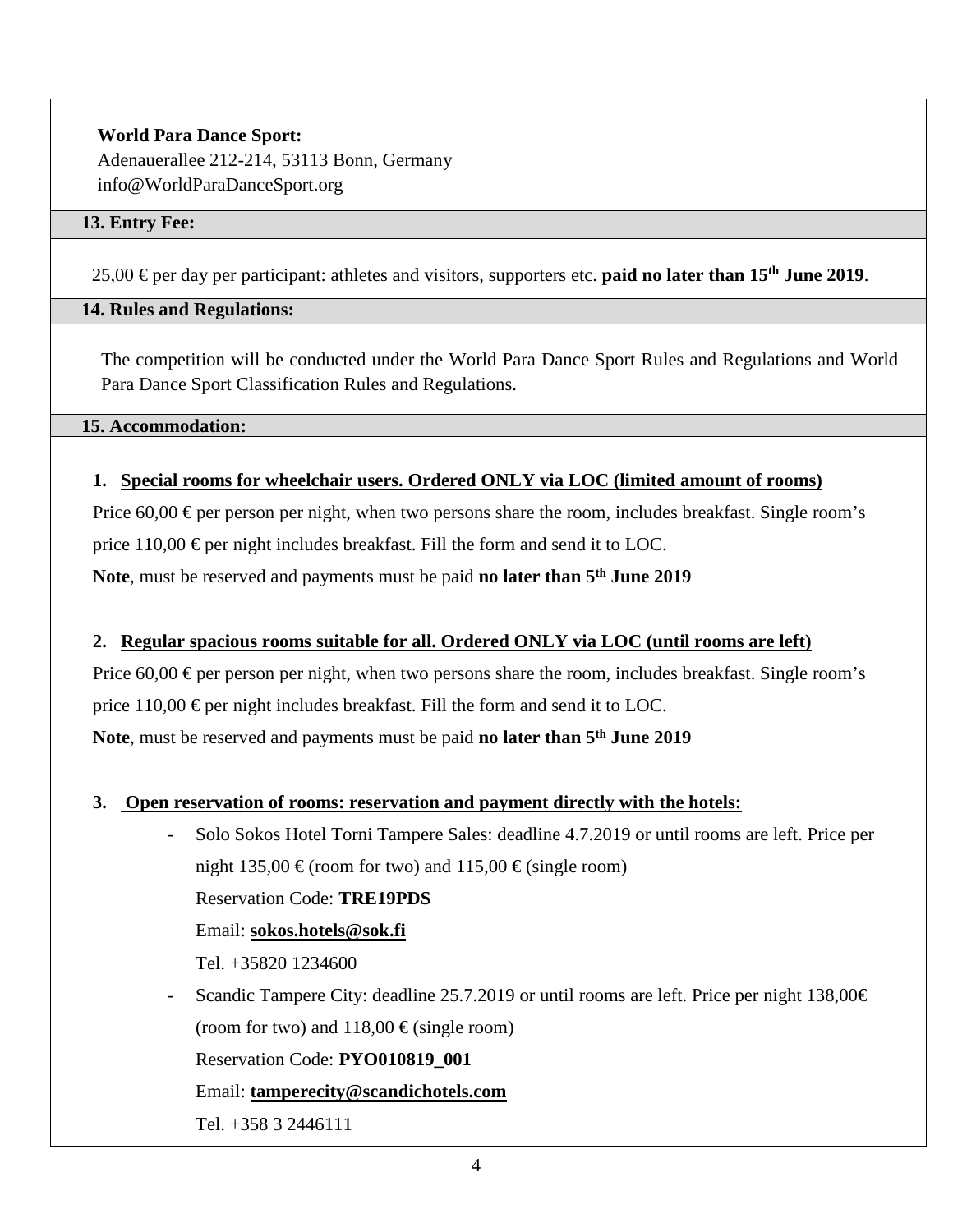**World Para Dance Sport:**
Adenauerallee 212-214, 53113 Bonn, Germany
info@WorldParaDanceSport.org

## 13. Entry Fee:

25,00 € per day per participant: athletes and visitors, supporters etc. **paid no later than 15th June 2019**.

## 14. Rules and Regulations:

The competition will be conducted under the World Para Dance Sport Rules and Regulations and World Para Dance Sport Classification Rules and Regulations.

## 15. Accommodation:

1. **Special rooms for wheelchair users. Ordered ONLY via LOC (limited amount of rooms)**

Price 60,00 € per person per night, when two persons share the room, includes breakfast. Single room's price 110,00 € per night includes breakfast. Fill the form and send it to LOC.

**Note**, must be reserved and payments must be paid **no later than 5th June 2019**

2. **Regular spacious rooms suitable for all. Ordered ONLY via LOC (until rooms are left)**

Price 60,00 € per person per night, when two persons share the room, includes breakfast. Single room's price 110,00 € per night includes breakfast. Fill the form and send it to LOC.

**Note**, must be reserved and payments must be paid **no later than 5th June 2019**

3. **Open reservation of rooms: reservation and payment directly with the hotels:**

   - Solo Sokos Hotel Torni Tampere Sales: deadline 4.7.2019 or until rooms are left. Price per night 135,00 € (room for two) and 115,00 € (single room)
     Reservation Code: **TRE19PDS**
     Email: **sokos.hotels@sok.fi**
     Tel. +35820 1234600
   - Scandic Tampere City: deadline 25.7.2019 or until rooms are left. Price per night 138,00€ (room for two) and 118,00 € (single room)
     Reservation Code: **PYO010819_001**
     Email: **tamperecity@scandichotels.com**
     Tel. +358 3 2446111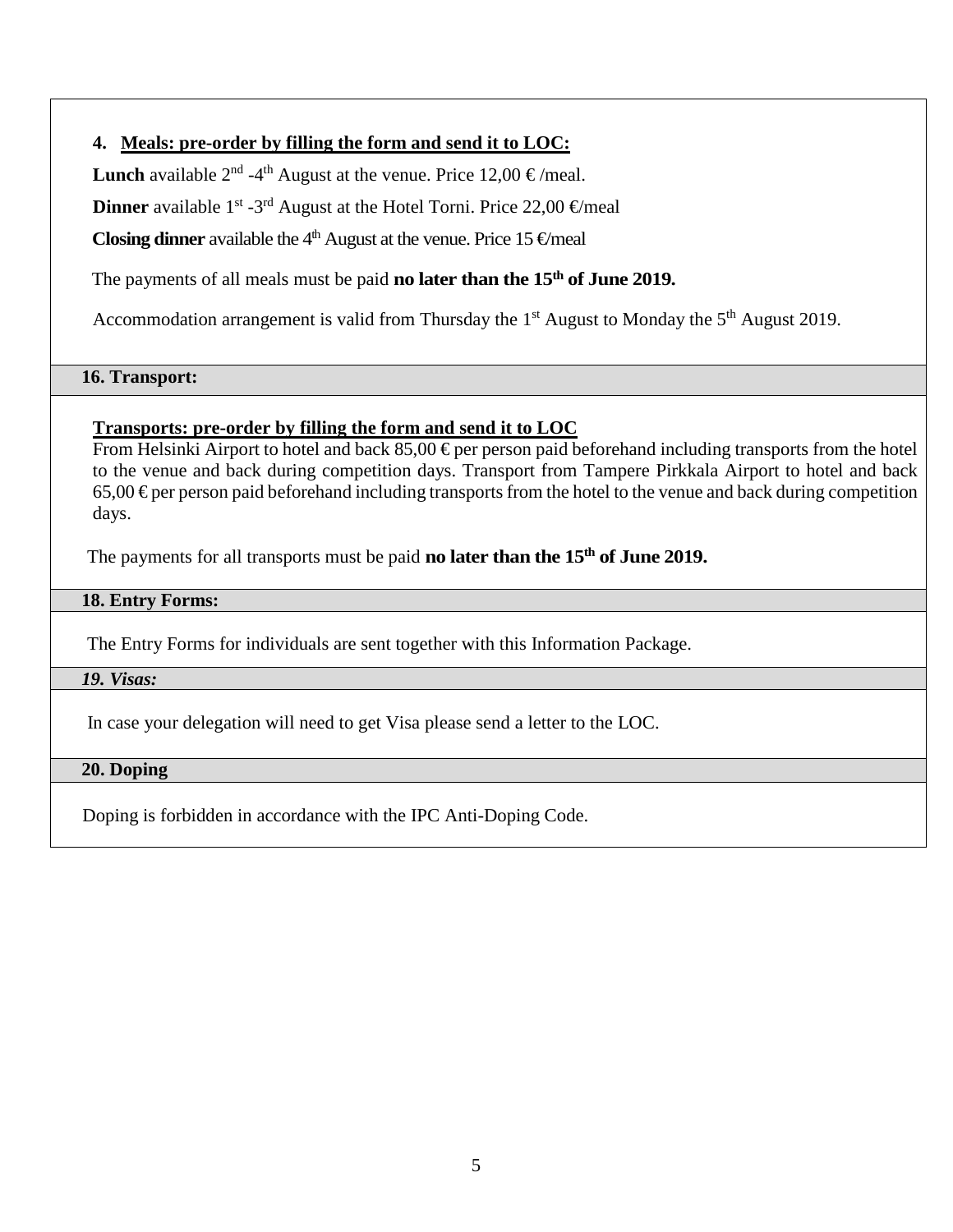### 4. Meals: pre-order by filling the form and send it to LOC:

**Lunch** available 2nd -4th August at the venue. Price 12,00 € /meal.

**Dinner** available 1st -3rd August at the Hotel Torni. Price 22,00 €/meal

**Closing dinner** available the 4th August at the venue. Price 15 €/meal

The payments of all meals must be paid **no later than the 15th of June 2019.**

Accommodation arrangement is valid from Thursday the 1st August to Monday the 5th August 2019.

### 16. Transport:

**Transports: pre-order by filling the form and send it to LOC**

From Helsinki Airport to hotel and back 85,00 € per person paid beforehand including transports from the hotel to the venue and back during competition days. Transport from Tampere Pirkkala Airport to hotel and back 65,00 € per person paid beforehand including transports from the hotel to the venue and back during competition days.

The payments for all transports must be paid **no later than the 15th of June 2019.**

### 18. Entry Forms:

The Entry Forms for individuals are sent together with this Information Package.

### *19. Visas:*

In case your delegation will need to get Visa please send a letter to the LOC.

### 20. Doping

Doping is forbidden in accordance with the IPC Anti-Doping Code.